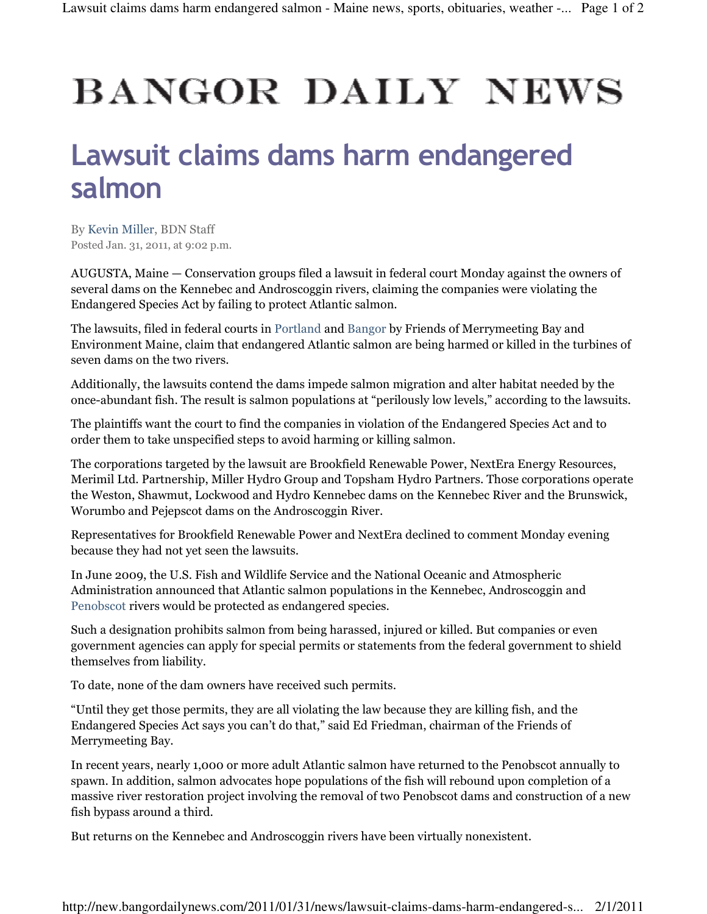# BANGOR DAILY NEWS

## Lawsuit claims dams harm endangered salmon

By Kevin Miller, BDN Staff
Posted Jan. 31, 2011, at 9:02 p.m.

AUGUSTA, Maine — Conservation groups filed a lawsuit in federal court Monday against the owners of several dams on the Kennebec and Androscoggin rivers, claiming the companies were violating the Endangered Species Act by failing to protect Atlantic salmon.

The lawsuits, filed in federal courts in Portland and Bangor by Friends of Merrymeeting Bay and Environment Maine, claim that endangered Atlantic salmon are being harmed or killed in the turbines of seven dams on the two rivers.

Additionally, the lawsuits contend the dams impede salmon migration and alter habitat needed by the once-abundant fish. The result is salmon populations at "perilously low levels," according to the lawsuits.

The plaintiffs want the court to find the companies in violation of the Endangered Species Act and to order them to take unspecified steps to avoid harming or killing salmon.

The corporations targeted by the lawsuit are Brookfield Renewable Power, NextEra Energy Resources, Merimil Ltd. Partnership, Miller Hydro Group and Topsham Hydro Partners. Those corporations operate the Weston, Shawmut, Lockwood and Hydro Kennebec dams on the Kennebec River and the Brunswick, Worumbo and Pejepscot dams on the Androscoggin River.

Representatives for Brookfield Renewable Power and NextEra declined to comment Monday evening because they had not yet seen the lawsuits.

In June 2009, the U.S. Fish and Wildlife Service and the National Oceanic and Atmospheric Administration announced that Atlantic salmon populations in the Kennebec, Androscoggin and Penobscot rivers would be protected as endangered species.

Such a designation prohibits salmon from being harassed, injured or killed. But companies or even government agencies can apply for special permits or statements from the federal government to shield themselves from liability.

To date, none of the dam owners have received such permits.

"Until they get those permits, they are all violating the law because they are killing fish, and the Endangered Species Act says you can't do that," said Ed Friedman, chairman of the Friends of Merrymeeting Bay.

In recent years, nearly 1,000 or more adult Atlantic salmon have returned to the Penobscot annually to spawn. In addition, salmon advocates hope populations of the fish will rebound upon completion of a massive river restoration project involving the removal of two Penobscot dams and construction of a new fish bypass around a third.

But returns on the Kennebec and Androscoggin rivers have been virtually nonexistent.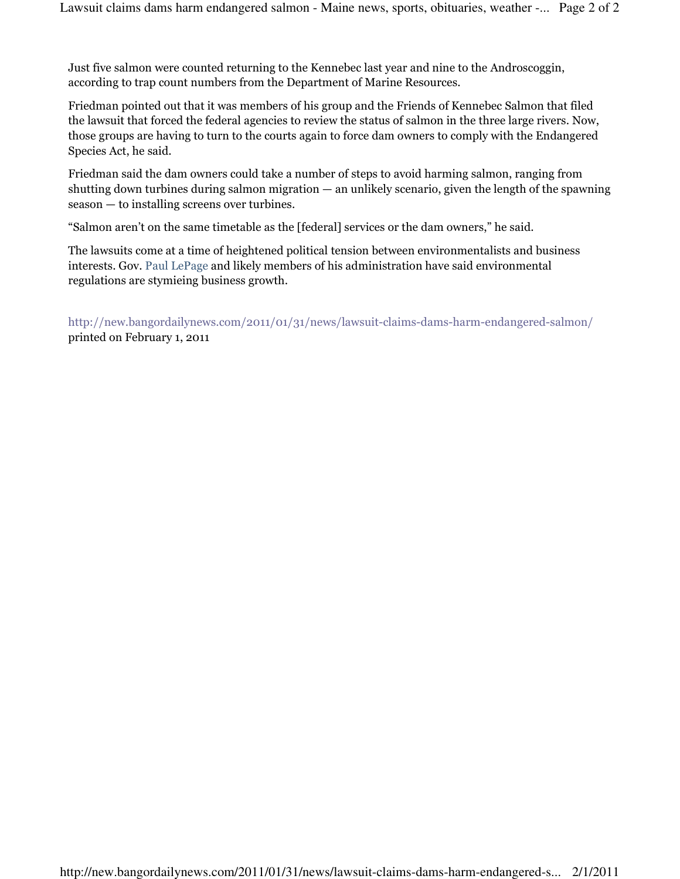Just five salmon were counted returning to the Kennebec last year and nine to the Androscoggin, according to trap count numbers from the Department of Marine Resources.

Friedman pointed out that it was members of his group and the Friends of Kennebec Salmon that filed the lawsuit that forced the federal agencies to review the status of salmon in the three large rivers. Now, those groups are having to turn to the courts again to force dam owners to comply with the Endangered Species Act, he said.

Friedman said the dam owners could take a number of steps to avoid harming salmon, ranging from shutting down turbines during salmon migration — an unlikely scenario, given the length of the spawning season — to installing screens over turbines.

"Salmon aren't on the same timetable as the [federal] services or the dam owners," he said.

The lawsuits come at a time of heightened political tension between environmentalists and business interests. Gov. Paul LePage and likely members of his administration have said environmental regulations are stymieing business growth.

http://new.bangordailynews.com/2011/01/31/news/lawsuit-claims-dams-harm-endangered-salmon/
printed on February 1, 2011